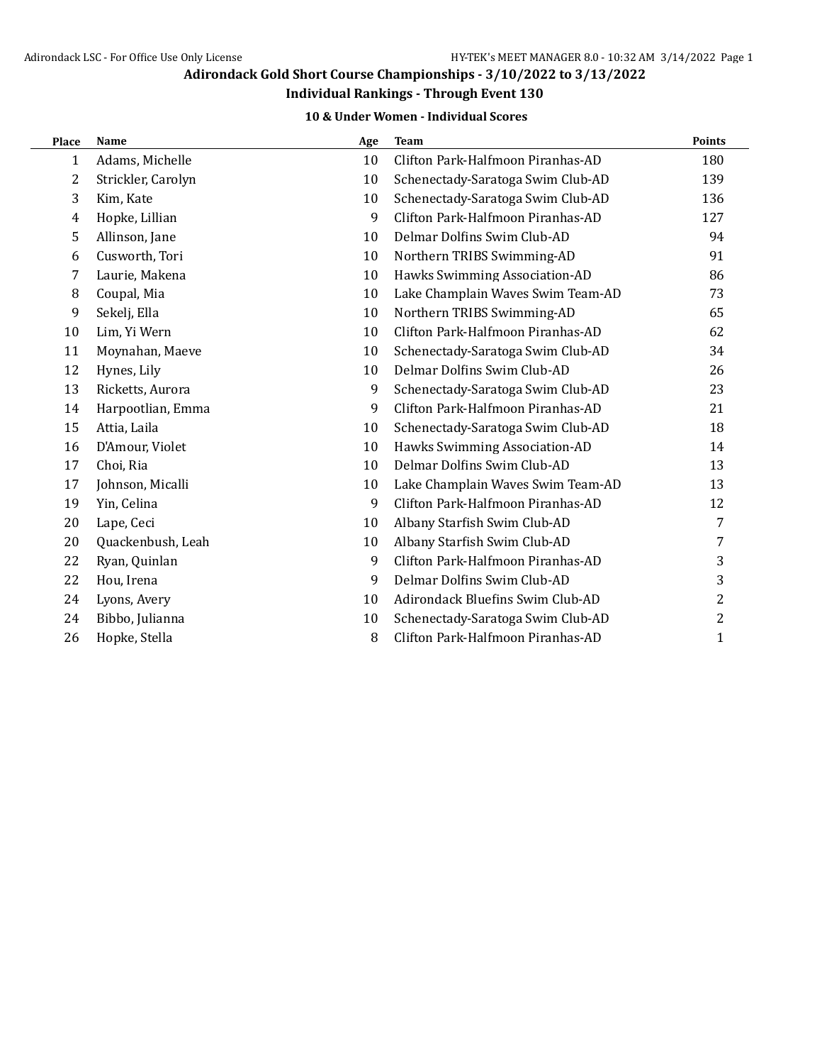# Adirondack Gold Short Course Championships - 3/10/2022 to 3/13/2022

## Individual Rankings - Through Event 130

### 10 & Under Women - Individual Scores

| Place | Name | Age | Team | Points |
|---|---|---|---|---|
| 1 | Adams, Michelle | 10 | Clifton Park-Halfmoon Piranhas-AD | 180 |
| 2 | Strickler, Carolyn | 10 | Schenectady-Saratoga Swim Club-AD | 139 |
| 3 | Kim, Kate | 10 | Schenectady-Saratoga Swim Club-AD | 136 |
| 4 | Hopke, Lillian | 9 | Clifton Park-Halfmoon Piranhas-AD | 127 |
| 5 | Allinson, Jane | 10 | Delmar Dolfins Swim Club-AD | 94 |
| 6 | Cusworth, Tori | 10 | Northern TRIBS Swimming-AD | 91 |
| 7 | Laurie, Makena | 10 | Hawks Swimming Association-AD | 86 |
| 8 | Coupal, Mia | 10 | Lake Champlain Waves Swim Team-AD | 73 |
| 9 | Sekelj, Ella | 10 | Northern TRIBS Swimming-AD | 65 |
| 10 | Lim, Yi Wern | 10 | Clifton Park-Halfmoon Piranhas-AD | 62 |
| 11 | Moynahan, Maeve | 10 | Schenectady-Saratoga Swim Club-AD | 34 |
| 12 | Hynes, Lily | 10 | Delmar Dolfins Swim Club-AD | 26 |
| 13 | Ricketts, Aurora | 9 | Schenectady-Saratoga Swim Club-AD | 23 |
| 14 | Harpootlian, Emma | 9 | Clifton Park-Halfmoon Piranhas-AD | 21 |
| 15 | Attia, Laila | 10 | Schenectady-Saratoga Swim Club-AD | 18 |
| 16 | D'Amour, Violet | 10 | Hawks Swimming Association-AD | 14 |
| 17 | Choi, Ria | 10 | Delmar Dolfins Swim Club-AD | 13 |
| 17 | Johnson, Micalli | 10 | Lake Champlain Waves Swim Team-AD | 13 |
| 19 | Yin, Celina | 9 | Clifton Park-Halfmoon Piranhas-AD | 12 |
| 20 | Lape, Ceci | 10 | Albany Starfish Swim Club-AD | 7 |
| 20 | Quackenbush, Leah | 10 | Albany Starfish Swim Club-AD | 7 |
| 22 | Ryan, Quinlan | 9 | Clifton Park-Halfmoon Piranhas-AD | 3 |
| 22 | Hou, Irena | 9 | Delmar Dolfins Swim Club-AD | 3 |
| 24 | Lyons, Avery | 10 | Adirondack Bluefins Swim Club-AD | 2 |
| 24 | Bibbo, Julianna | 10 | Schenectady-Saratoga Swim Club-AD | 2 |
| 26 | Hopke, Stella | 8 | Clifton Park-Halfmoon Piranhas-AD | 1 |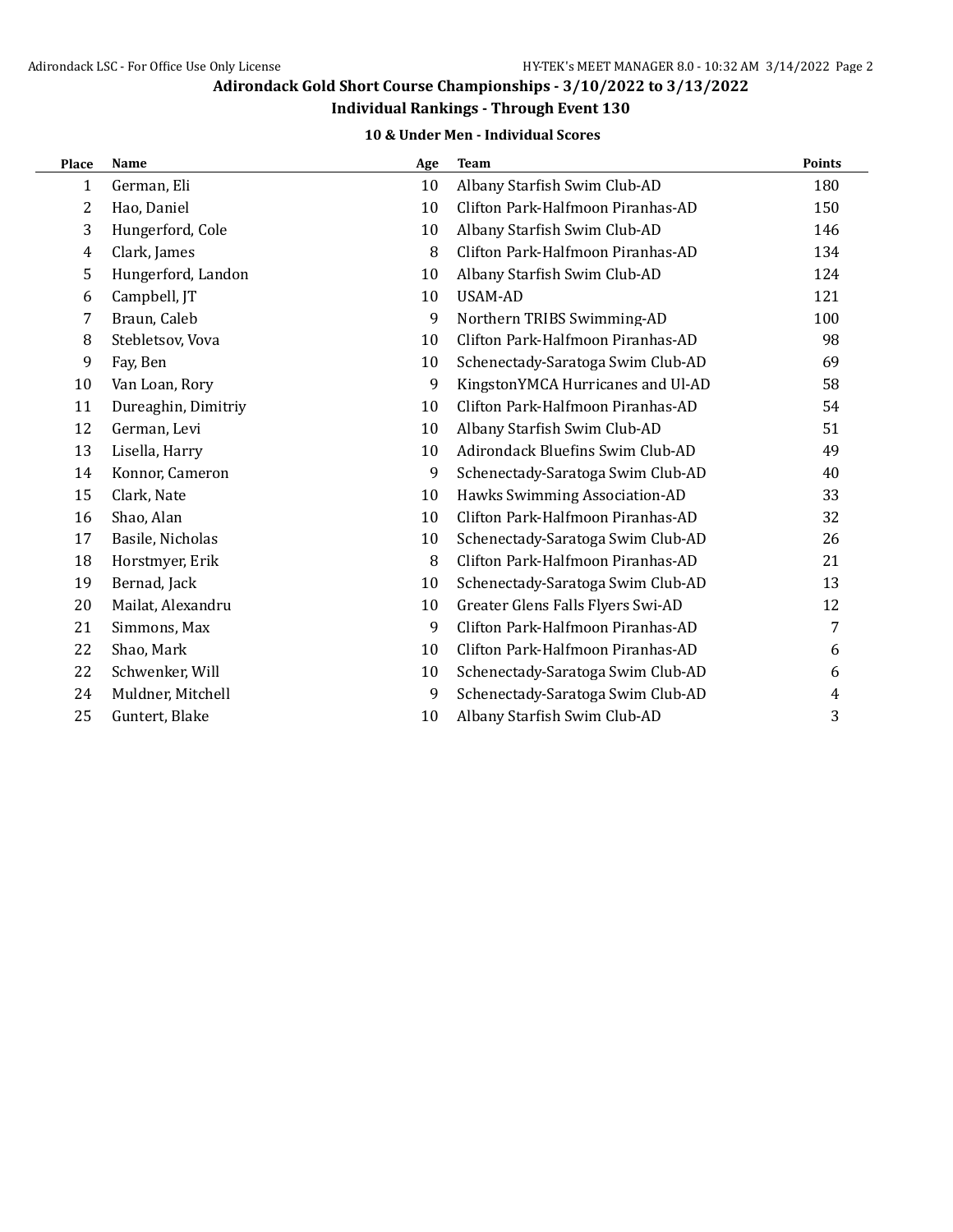## Adirondack Gold Short Course Championships - 3/10/2022 to 3/13/2022

### Individual Rankings - Through Event 130

#### 10 & Under Men - Individual Scores

| Place | Name | Age | Team | Points |
|---|---|---|---|---|
| 1 | German, Eli | 10 | Albany Starfish Swim Club-AD | 180 |
| 2 | Hao, Daniel | 10 | Clifton Park-Halfmoon Piranhas-AD | 150 |
| 3 | Hungerford, Cole | 10 | Albany Starfish Swim Club-AD | 146 |
| 4 | Clark, James | 8 | Clifton Park-Halfmoon Piranhas-AD | 134 |
| 5 | Hungerford, Landon | 10 | Albany Starfish Swim Club-AD | 124 |
| 6 | Campbell, JT | 10 | USAM-AD | 121 |
| 7 | Braun, Caleb | 9 | Northern TRIBS Swimming-AD | 100 |
| 8 | Stebletsov, Vova | 10 | Clifton Park-Halfmoon Piranhas-AD | 98 |
| 9 | Fay, Ben | 10 | Schenectady-Saratoga Swim Club-AD | 69 |
| 10 | Van Loan, Rory | 9 | KingstonYMCA Hurricanes and Ul-AD | 58 |
| 11 | Dureaghin, Dimitriy | 10 | Clifton Park-Halfmoon Piranhas-AD | 54 |
| 12 | German, Levi | 10 | Albany Starfish Swim Club-AD | 51 |
| 13 | Lisella, Harry | 10 | Adirondack Bluefins Swim Club-AD | 49 |
| 14 | Konnor, Cameron | 9 | Schenectady-Saratoga Swim Club-AD | 40 |
| 15 | Clark, Nate | 10 | Hawks Swimming Association-AD | 33 |
| 16 | Shao, Alan | 10 | Clifton Park-Halfmoon Piranhas-AD | 32 |
| 17 | Basile, Nicholas | 10 | Schenectady-Saratoga Swim Club-AD | 26 |
| 18 | Horstmyer, Erik | 8 | Clifton Park-Halfmoon Piranhas-AD | 21 |
| 19 | Bernad, Jack | 10 | Schenectady-Saratoga Swim Club-AD | 13 |
| 20 | Mailat, Alexandru | 10 | Greater Glens Falls Flyers Swi-AD | 12 |
| 21 | Simmons, Max | 9 | Clifton Park-Halfmoon Piranhas-AD | 7 |
| 22 | Shao, Mark | 10 | Clifton Park-Halfmoon Piranhas-AD | 6 |
| 22 | Schwenker, Will | 10 | Schenectady-Saratoga Swim Club-AD | 6 |
| 24 | Muldner, Mitchell | 9 | Schenectady-Saratoga Swim Club-AD | 4 |
| 25 | Guntert, Blake | 10 | Albany Starfish Swim Club-AD | 3 |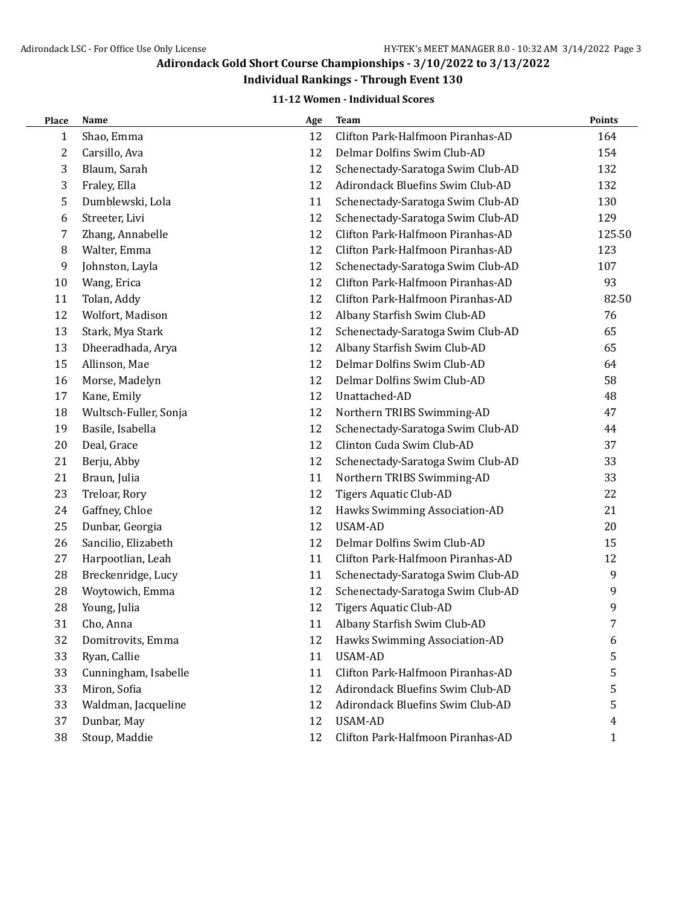# Adirondack Gold Short Course Championships - 3/10/2022 to 3/13/2022

## Individual Rankings - Through Event 130

### 11-12 Women - Individual Scores

| Place | Name | Age | Team | Points |
|---|---|---|---|---|
| 1 | Shao, Emma | 12 | Clifton Park-Halfmoon Piranhas-AD | 164 |
| 2 | Carsillo, Ava | 12 | Delmar Dolfins Swim Club-AD | 154 |
| 3 | Blaum, Sarah | 12 | Schenectady-Saratoga Swim Club-AD | 132 |
| 3 | Fraley, Ella | 12 | Adirondack Bluefins Swim Club-AD | 132 |
| 5 | Dumblewski, Lola | 11 | Schenectady-Saratoga Swim Club-AD | 130 |
| 6 | Streeter, Livi | 12 | Schenectady-Saratoga Swim Club-AD | 129 |
| 7 | Zhang, Annabelle | 12 | Clifton Park-Halfmoon Piranhas-AD | 125.50 |
| 8 | Walter, Emma | 12 | Clifton Park-Halfmoon Piranhas-AD | 123 |
| 9 | Johnston, Layla | 12 | Schenectady-Saratoga Swim Club-AD | 107 |
| 10 | Wang, Erica | 12 | Clifton Park-Halfmoon Piranhas-AD | 93 |
| 11 | Tolan, Addy | 12 | Clifton Park-Halfmoon Piranhas-AD | 82.50 |
| 12 | Wolfort, Madison | 12 | Albany Starfish Swim Club-AD | 76 |
| 13 | Stark, Mya Stark | 12 | Schenectady-Saratoga Swim Club-AD | 65 |
| 13 | Dheeradhada, Arya | 12 | Albany Starfish Swim Club-AD | 65 |
| 15 | Allinson, Mae | 12 | Delmar Dolfins Swim Club-AD | 64 |
| 16 | Morse, Madelyn | 12 | Delmar Dolfins Swim Club-AD | 58 |
| 17 | Kane, Emily | 12 | Unattached-AD | 48 |
| 18 | Wultsch-Fuller, Sonja | 12 | Northern TRIBS Swimming-AD | 47 |
| 19 | Basile, Isabella | 12 | Schenectady-Saratoga Swim Club-AD | 44 |
| 20 | Deal, Grace | 12 | Clinton Cuda Swim Club-AD | 37 |
| 21 | Berju, Abby | 12 | Schenectady-Saratoga Swim Club-AD | 33 |
| 21 | Braun, Julia | 11 | Northern TRIBS Swimming-AD | 33 |
| 23 | Treloar, Rory | 12 | Tigers Aquatic Club-AD | 22 |
| 24 | Gaffney, Chloe | 12 | Hawks Swimming Association-AD | 21 |
| 25 | Dunbar, Georgia | 12 | USAM-AD | 20 |
| 26 | Sancilio, Elizabeth | 12 | Delmar Dolfins Swim Club-AD | 15 |
| 27 | Harpootlian, Leah | 11 | Clifton Park-Halfmoon Piranhas-AD | 12 |
| 28 | Breckenridge, Lucy | 11 | Schenectady-Saratoga Swim Club-AD | 9 |
| 28 | Woytowich, Emma | 12 | Schenectady-Saratoga Swim Club-AD | 9 |
| 28 | Young, Julia | 12 | Tigers Aquatic Club-AD | 9 |
| 31 | Cho, Anna | 11 | Albany Starfish Swim Club-AD | 7 |
| 32 | Domitrovits, Emma | 12 | Hawks Swimming Association-AD | 6 |
| 33 | Ryan, Callie | 11 | USAM-AD | 5 |
| 33 | Cunningham, Isabelle | 11 | Clifton Park-Halfmoon Piranhas-AD | 5 |
| 33 | Miron, Sofia | 12 | Adirondack Bluefins Swim Club-AD | 5 |
| 33 | Waldman, Jacqueline | 12 | Adirondack Bluefins Swim Club-AD | 5 |
| 37 | Dunbar, May | 12 | USAM-AD | 4 |
| 38 | Stoup, Maddie | 12 | Clifton Park-Halfmoon Piranhas-AD | 1 |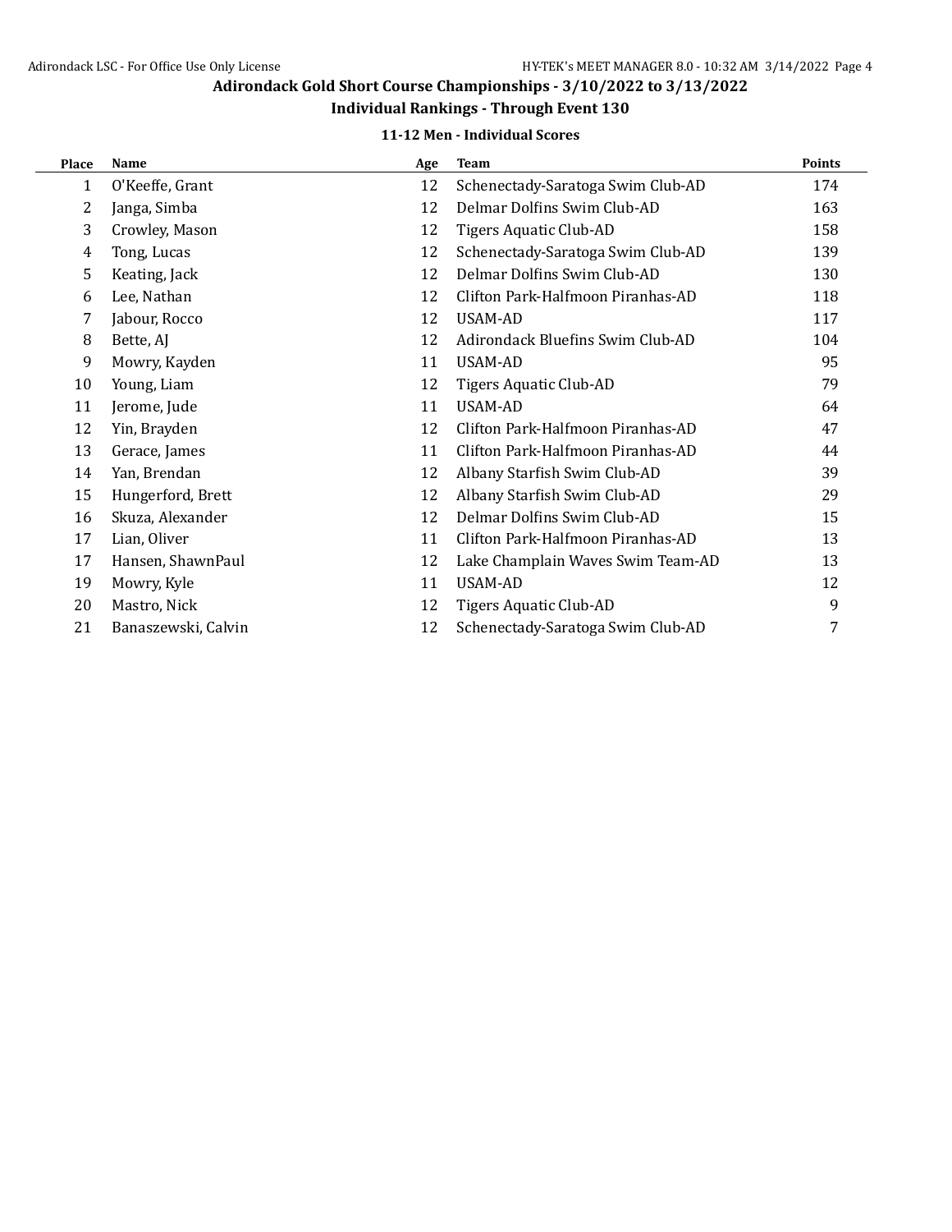## Adirondack Gold Short Course Championships - 3/10/2022 to 3/13/2022

### Individual Rankings - Through Event 130

#### 11-12 Men - Individual Scores

| Place | Name | Age | Team | Points |
|---|---|---|---|---|
| 1 | O'Keeffe, Grant | 12 | Schenectady-Saratoga Swim Club-AD | 174 |
| 2 | Janga, Simba | 12 | Delmar Dolfins Swim Club-AD | 163 |
| 3 | Crowley, Mason | 12 | Tigers Aquatic Club-AD | 158 |
| 4 | Tong, Lucas | 12 | Schenectady-Saratoga Swim Club-AD | 139 |
| 5 | Keating, Jack | 12 | Delmar Dolfins Swim Club-AD | 130 |
| 6 | Lee, Nathan | 12 | Clifton Park-Halfmoon Piranhas-AD | 118 |
| 7 | Jabour, Rocco | 12 | USAM-AD | 117 |
| 8 | Bette, AJ | 12 | Adirondack Bluefins Swim Club-AD | 104 |
| 9 | Mowry, Kayden | 11 | USAM-AD | 95 |
| 10 | Young, Liam | 12 | Tigers Aquatic Club-AD | 79 |
| 11 | Jerome, Jude | 11 | USAM-AD | 64 |
| 12 | Yin, Brayden | 12 | Clifton Park-Halfmoon Piranhas-AD | 47 |
| 13 | Gerace, James | 11 | Clifton Park-Halfmoon Piranhas-AD | 44 |
| 14 | Yan, Brendan | 12 | Albany Starfish Swim Club-AD | 39 |
| 15 | Hungerford, Brett | 12 | Albany Starfish Swim Club-AD | 29 |
| 16 | Skuza, Alexander | 12 | Delmar Dolfins Swim Club-AD | 15 |
| 17 | Lian, Oliver | 11 | Clifton Park-Halfmoon Piranhas-AD | 13 |
| 17 | Hansen, ShawnPaul | 12 | Lake Champlain Waves Swim Team-AD | 13 |
| 19 | Mowry, Kyle | 11 | USAM-AD | 12 |
| 20 | Mastro, Nick | 12 | Tigers Aquatic Club-AD | 9 |
| 21 | Banaszewski, Calvin | 12 | Schenectady-Saratoga Swim Club-AD | 7 |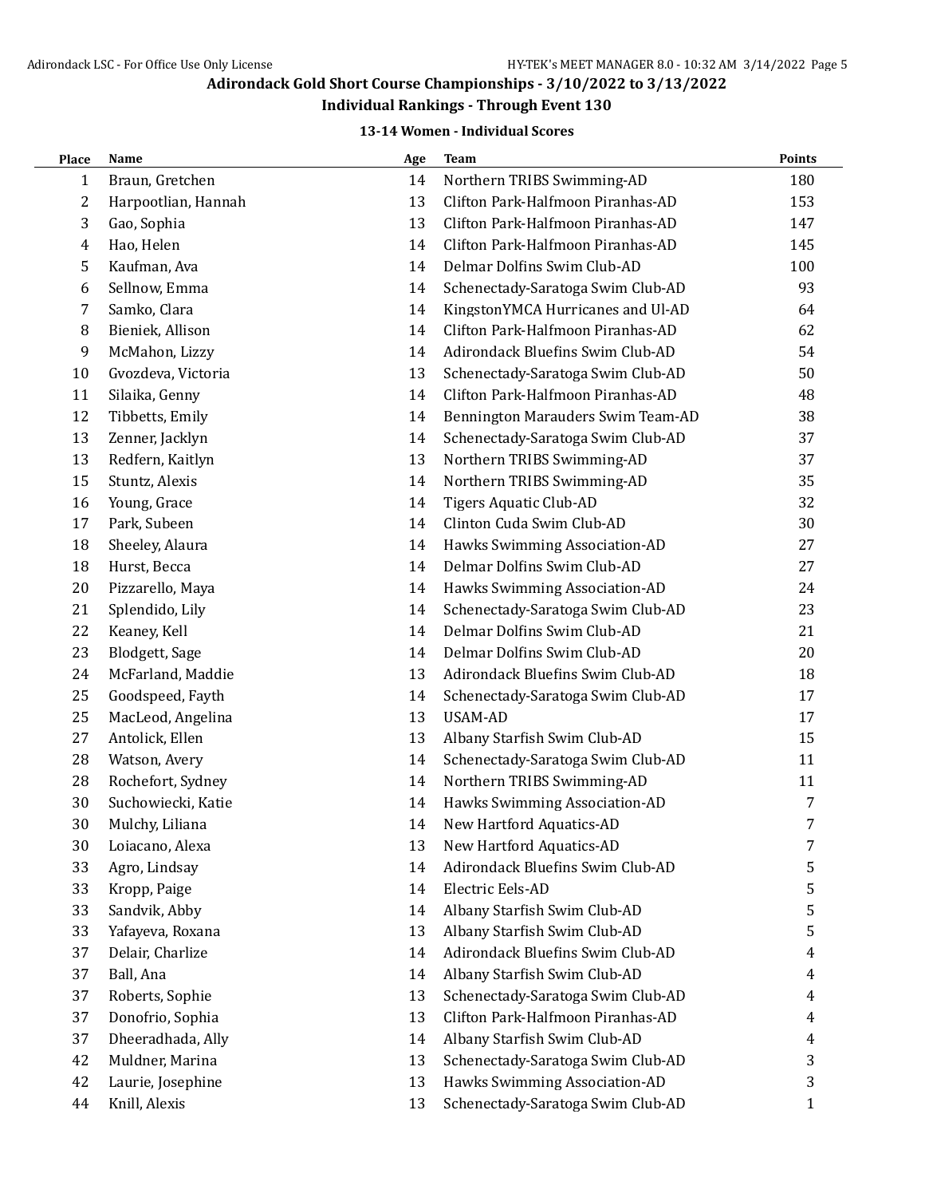# Adirondack Gold Short Course Championships - 3/10/2022 to 3/13/2022

## Individual Rankings - Through Event 130

### 13-14 Women - Individual Scores

| Place | Name | Age | Team | Points |
|---|---|---|---|---|
| 1 | Braun, Gretchen | 14 | Northern TRIBS Swimming-AD | 180 |
| 2 | Harpootlian, Hannah | 13 | Clifton Park-Halfmoon Piranhas-AD | 153 |
| 3 | Gao, Sophia | 13 | Clifton Park-Halfmoon Piranhas-AD | 147 |
| 4 | Hao, Helen | 14 | Clifton Park-Halfmoon Piranhas-AD | 145 |
| 5 | Kaufman, Ava | 14 | Delmar Dolfins Swim Club-AD | 100 |
| 6 | Sellnow, Emma | 14 | Schenectady-Saratoga Swim Club-AD | 93 |
| 7 | Samko, Clara | 14 | KingstonYMCA Hurricanes and Ul-AD | 64 |
| 8 | Bieniek, Allison | 14 | Clifton Park-Halfmoon Piranhas-AD | 62 |
| 9 | McMahon, Lizzy | 14 | Adirondack Bluefins Swim Club-AD | 54 |
| 10 | Gvozdeva, Victoria | 13 | Schenectady-Saratoga Swim Club-AD | 50 |
| 11 | Silaika, Genny | 14 | Clifton Park-Halfmoon Piranhas-AD | 48 |
| 12 | Tibbetts, Emily | 14 | Bennington Marauders Swim Team-AD | 38 |
| 13 | Zenner, Jacklyn | 14 | Schenectady-Saratoga Swim Club-AD | 37 |
| 13 | Redfern, Kaitlyn | 13 | Northern TRIBS Swimming-AD | 37 |
| 15 | Stuntz, Alexis | 14 | Northern TRIBS Swimming-AD | 35 |
| 16 | Young, Grace | 14 | Tigers Aquatic Club-AD | 32 |
| 17 | Park, Subeen | 14 | Clinton Cuda Swim Club-AD | 30 |
| 18 | Sheeley, Alaura | 14 | Hawks Swimming Association-AD | 27 |
| 18 | Hurst, Becca | 14 | Delmar Dolfins Swim Club-AD | 27 |
| 20 | Pizzarello, Maya | 14 | Hawks Swimming Association-AD | 24 |
| 21 | Splendido, Lily | 14 | Schenectady-Saratoga Swim Club-AD | 23 |
| 22 | Keaney, Kell | 14 | Delmar Dolfins Swim Club-AD | 21 |
| 23 | Blodgett, Sage | 14 | Delmar Dolfins Swim Club-AD | 20 |
| 24 | McFarland, Maddie | 13 | Adirondack Bluefins Swim Club-AD | 18 |
| 25 | Goodspeed, Fayth | 14 | Schenectady-Saratoga Swim Club-AD | 17 |
| 25 | MacLeod, Angelina | 13 | USAM-AD | 17 |
| 27 | Antolick, Ellen | 13 | Albany Starfish Swim Club-AD | 15 |
| 28 | Watson, Avery | 14 | Schenectady-Saratoga Swim Club-AD | 11 |
| 28 | Rochefort, Sydney | 14 | Northern TRIBS Swimming-AD | 11 |
| 30 | Suchowiecki, Katie | 14 | Hawks Swimming Association-AD | 7 |
| 30 | Mulchy, Liliana | 14 | New Hartford Aquatics-AD | 7 |
| 30 | Loiacano, Alexa | 13 | New Hartford Aquatics-AD | 7 |
| 33 | Agro, Lindsay | 14 | Adirondack Bluefins Swim Club-AD | 5 |
| 33 | Kropp, Paige | 14 | Electric Eels-AD | 5 |
| 33 | Sandvik, Abby | 14 | Albany Starfish Swim Club-AD | 5 |
| 33 | Yafayeva, Roxana | 13 | Albany Starfish Swim Club-AD | 5 |
| 37 | Delair, Charlize | 14 | Adirondack Bluefins Swim Club-AD | 4 |
| 37 | Ball, Ana | 14 | Albany Starfish Swim Club-AD | 4 |
| 37 | Roberts, Sophie | 13 | Schenectady-Saratoga Swim Club-AD | 4 |
| 37 | Donofrio, Sophia | 13 | Clifton Park-Halfmoon Piranhas-AD | 4 |
| 37 | Dheeradhada, Ally | 14 | Albany Starfish Swim Club-AD | 4 |
| 42 | Muldner, Marina | 13 | Schenectady-Saratoga Swim Club-AD | 3 |
| 42 | Laurie, Josephine | 13 | Hawks Swimming Association-AD | 3 |
| 44 | Knill, Alexis | 13 | Schenectady-Saratoga Swim Club-AD | 1 |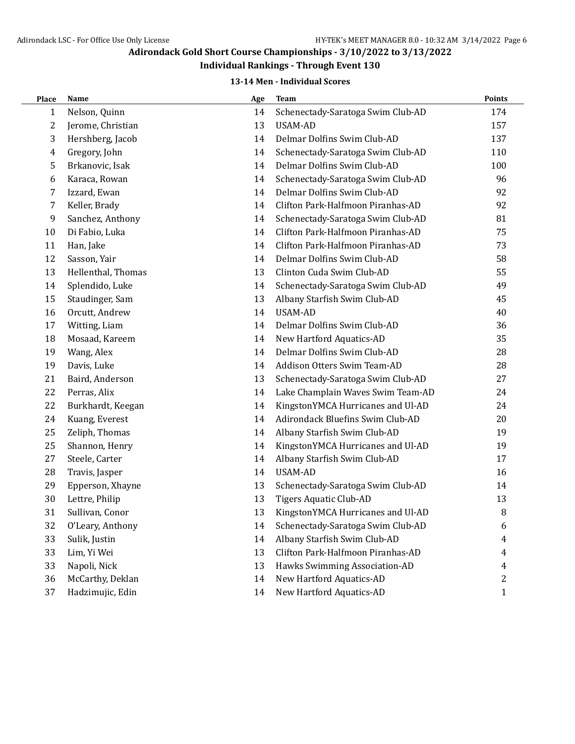# Adirondack Gold Short Course Championships - 3/10/2022 to 3/13/2022

## Individual Rankings - Through Event 130

### 13-14 Men - Individual Scores

| Place | Name | Age | Team | Points |
|---|---|---|---|---|
| 1 | Nelson, Quinn | 14 | Schenectady-Saratoga Swim Club-AD | 174 |
| 2 | Jerome, Christian | 13 | USAM-AD | 157 |
| 3 | Hershberg, Jacob | 14 | Delmar Dolfins Swim Club-AD | 137 |
| 4 | Gregory, John | 14 | Schenectady-Saratoga Swim Club-AD | 110 |
| 5 | Brkanovic, Isak | 14 | Delmar Dolfins Swim Club-AD | 100 |
| 6 | Karaca, Rowan | 14 | Schenectady-Saratoga Swim Club-AD | 96 |
| 7 | Izzard, Ewan | 14 | Delmar Dolfins Swim Club-AD | 92 |
| 7 | Keller, Brady | 14 | Clifton Park-Halfmoon Piranhas-AD | 92 |
| 9 | Sanchez, Anthony | 14 | Schenectady-Saratoga Swim Club-AD | 81 |
| 10 | Di Fabio, Luka | 14 | Clifton Park-Halfmoon Piranhas-AD | 75 |
| 11 | Han, Jake | 14 | Clifton Park-Halfmoon Piranhas-AD | 73 |
| 12 | Sasson, Yair | 14 | Delmar Dolfins Swim Club-AD | 58 |
| 13 | Hellenthal, Thomas | 13 | Clinton Cuda Swim Club-AD | 55 |
| 14 | Splendido, Luke | 14 | Schenectady-Saratoga Swim Club-AD | 49 |
| 15 | Staudinger, Sam | 13 | Albany Starfish Swim Club-AD | 45 |
| 16 | Orcutt, Andrew | 14 | USAM-AD | 40 |
| 17 | Witting, Liam | 14 | Delmar Dolfins Swim Club-AD | 36 |
| 18 | Mosaad, Kareem | 14 | New Hartford Aquatics-AD | 35 |
| 19 | Wang, Alex | 14 | Delmar Dolfins Swim Club-AD | 28 |
| 19 | Davis, Luke | 14 | Addison Otters Swim Team-AD | 28 |
| 21 | Baird, Anderson | 13 | Schenectady-Saratoga Swim Club-AD | 27 |
| 22 | Perras, Alix | 14 | Lake Champlain Waves Swim Team-AD | 24 |
| 22 | Burkhardt, Keegan | 14 | KingstonYMCA Hurricanes and Ul-AD | 24 |
| 24 | Kuang, Everest | 14 | Adirondack Bluefins Swim Club-AD | 20 |
| 25 | Zeliph, Thomas | 14 | Albany Starfish Swim Club-AD | 19 |
| 25 | Shannon, Henry | 14 | KingstonYMCA Hurricanes and Ul-AD | 19 |
| 27 | Steele, Carter | 14 | Albany Starfish Swim Club-AD | 17 |
| 28 | Travis, Jasper | 14 | USAM-AD | 16 |
| 29 | Epperson, Xhayne | 13 | Schenectady-Saratoga Swim Club-AD | 14 |
| 30 | Lettre, Philip | 13 | Tigers Aquatic Club-AD | 13 |
| 31 | Sullivan, Conor | 13 | KingstonYMCA Hurricanes and Ul-AD | 8 |
| 32 | O'Leary, Anthony | 14 | Schenectady-Saratoga Swim Club-AD | 6 |
| 33 | Sulik, Justin | 14 | Albany Starfish Swim Club-AD | 4 |
| 33 | Lim, Yi Wei | 13 | Clifton Park-Halfmoon Piranhas-AD | 4 |
| 33 | Napoli, Nick | 13 | Hawks Swimming Association-AD | 4 |
| 36 | McCarthy, Deklan | 14 | New Hartford Aquatics-AD | 2 |
| 37 | Hadzimujic, Edin | 14 | New Hartford Aquatics-AD | 1 |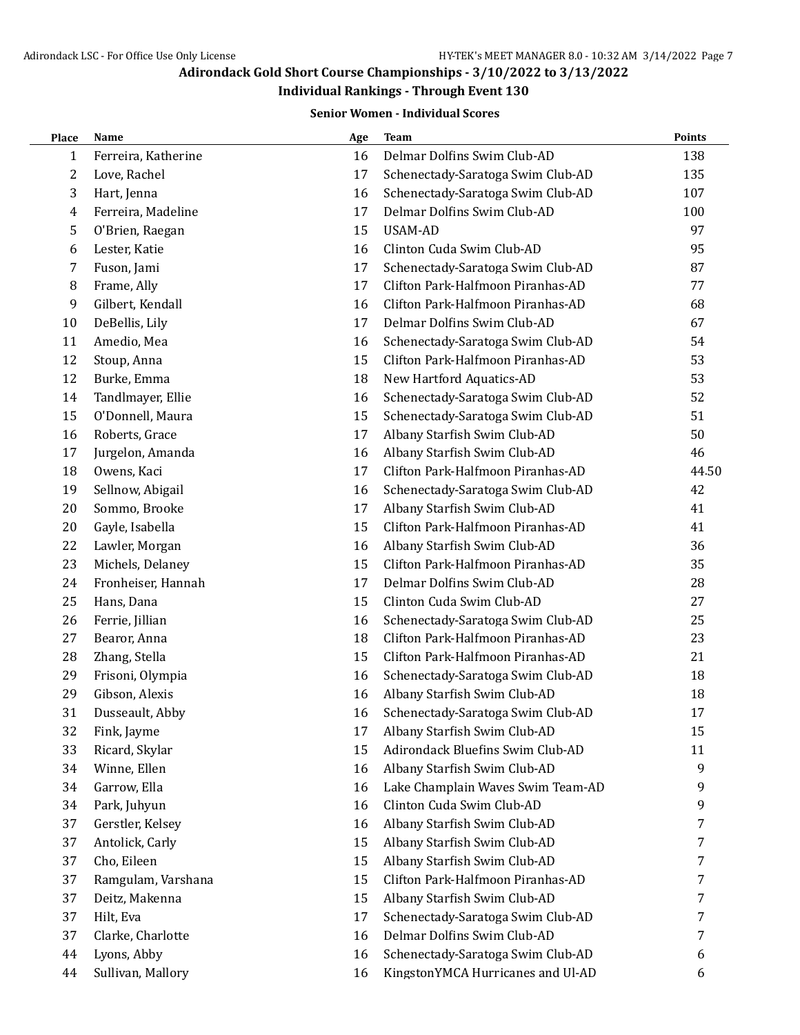# Adirondack Gold Short Course Championships - 3/10/2022 to 3/13/2022

## Individual Rankings - Through Event 130

### Senior Women - Individual Scores

| Place | Name | Age | Team | Points |
|---|---|---|---|---|
| 1 | Ferreira, Katherine | 16 | Delmar Dolfins Swim Club-AD | 138 |
| 2 | Love, Rachel | 17 | Schenectady-Saratoga Swim Club-AD | 135 |
| 3 | Hart, Jenna | 16 | Schenectady-Saratoga Swim Club-AD | 107 |
| 4 | Ferreira, Madeline | 17 | Delmar Dolfins Swim Club-AD | 100 |
| 5 | O'Brien, Raegan | 15 | USAM-AD | 97 |
| 6 | Lester, Katie | 16 | Clinton Cuda Swim Club-AD | 95 |
| 7 | Fuson, Jami | 17 | Schenectady-Saratoga Swim Club-AD | 87 |
| 8 | Frame, Ally | 17 | Clifton Park-Halfmoon Piranhas-AD | 77 |
| 9 | Gilbert, Kendall | 16 | Clifton Park-Halfmoon Piranhas-AD | 68 |
| 10 | DeBellis, Lily | 17 | Delmar Dolfins Swim Club-AD | 67 |
| 11 | Amedio, Mea | 16 | Schenectady-Saratoga Swim Club-AD | 54 |
| 12 | Stoup, Anna | 15 | Clifton Park-Halfmoon Piranhas-AD | 53 |
| 12 | Burke, Emma | 18 | New Hartford Aquatics-AD | 53 |
| 14 | Tandlmayer, Ellie | 16 | Schenectady-Saratoga Swim Club-AD | 52 |
| 15 | O'Donnell, Maura | 15 | Schenectady-Saratoga Swim Club-AD | 51 |
| 16 | Roberts, Grace | 17 | Albany Starfish Swim Club-AD | 50 |
| 17 | Jurgelon, Amanda | 16 | Albany Starfish Swim Club-AD | 46 |
| 18 | Owens, Kaci | 17 | Clifton Park-Halfmoon Piranhas-AD | 44.50 |
| 19 | Sellnow, Abigail | 16 | Schenectady-Saratoga Swim Club-AD | 42 |
| 20 | Sommo, Brooke | 17 | Albany Starfish Swim Club-AD | 41 |
| 20 | Gayle, Isabella | 15 | Clifton Park-Halfmoon Piranhas-AD | 41 |
| 22 | Lawler, Morgan | 16 | Albany Starfish Swim Club-AD | 36 |
| 23 | Michels, Delaney | 15 | Clifton Park-Halfmoon Piranhas-AD | 35 |
| 24 | Fronheiser, Hannah | 17 | Delmar Dolfins Swim Club-AD | 28 |
| 25 | Hans, Dana | 15 | Clinton Cuda Swim Club-AD | 27 |
| 26 | Ferrie, Jillian | 16 | Schenectady-Saratoga Swim Club-AD | 25 |
| 27 | Bearor, Anna | 18 | Clifton Park-Halfmoon Piranhas-AD | 23 |
| 28 | Zhang, Stella | 15 | Clifton Park-Halfmoon Piranhas-AD | 21 |
| 29 | Frisoni, Olympia | 16 | Schenectady-Saratoga Swim Club-AD | 18 |
| 29 | Gibson, Alexis | 16 | Albany Starfish Swim Club-AD | 18 |
| 31 | Dusseault, Abby | 16 | Schenectady-Saratoga Swim Club-AD | 17 |
| 32 | Fink, Jayme | 17 | Albany Starfish Swim Club-AD | 15 |
| 33 | Ricard, Skylar | 15 | Adirondack Bluefins Swim Club-AD | 11 |
| 34 | Winne, Ellen | 16 | Albany Starfish Swim Club-AD | 9 |
| 34 | Garrow, Ella | 16 | Lake Champlain Waves Swim Team-AD | 9 |
| 34 | Park, Juhyun | 16 | Clinton Cuda Swim Club-AD | 9 |
| 37 | Gerstler, Kelsey | 16 | Albany Starfish Swim Club-AD | 7 |
| 37 | Antolick, Carly | 15 | Albany Starfish Swim Club-AD | 7 |
| 37 | Cho, Eileen | 15 | Albany Starfish Swim Club-AD | 7 |
| 37 | Ramgulam, Varshana | 15 | Clifton Park-Halfmoon Piranhas-AD | 7 |
| 37 | Deitz, Makenna | 15 | Albany Starfish Swim Club-AD | 7 |
| 37 | Hilt, Eva | 17 | Schenectady-Saratoga Swim Club-AD | 7 |
| 37 | Clarke, Charlotte | 16 | Delmar Dolfins Swim Club-AD | 7 |
| 44 | Lyons, Abby | 16 | Schenectady-Saratoga Swim Club-AD | 6 |
| 44 | Sullivan, Mallory | 16 | KingstonYMCA Hurricanes and Ul-AD | 6 |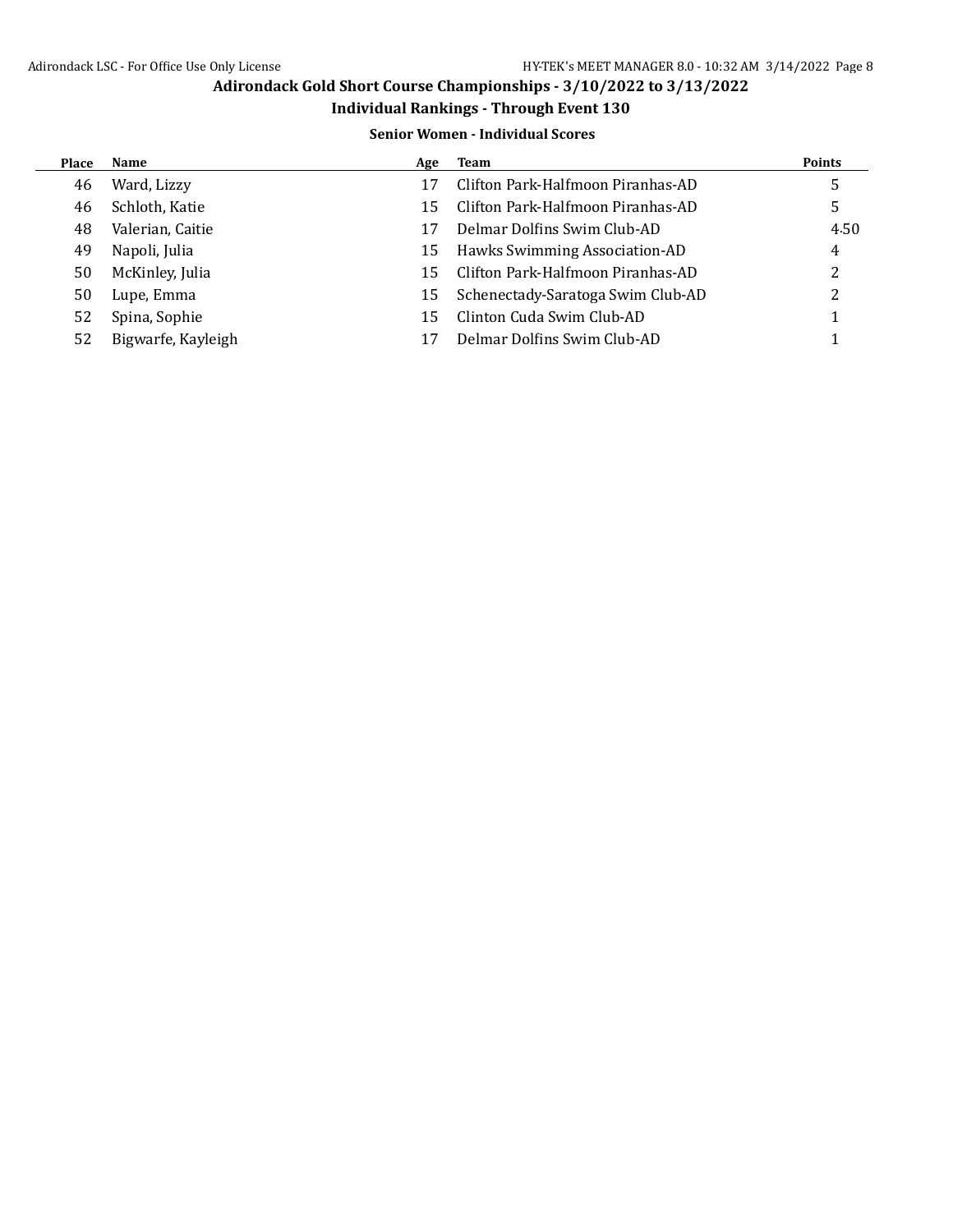## Adirondack Gold Short Course Championships - 3/10/2022 to 3/13/2022

### Individual Rankings - Through Event 130

#### Senior Women - Individual Scores

| Place | Name | Age | Team | Points |
|---|---|---|---|---|
| 46 | Ward, Lizzy | 17 | Clifton Park-Halfmoon Piranhas-AD | 5 |
| 46 | Schloth, Katie | 15 | Clifton Park-Halfmoon Piranhas-AD | 5 |
| 48 | Valerian, Caitie | 17 | Delmar Dolfins Swim Club-AD | 4.50 |
| 49 | Napoli, Julia | 15 | Hawks Swimming Association-AD | 4 |
| 50 | McKinley, Julia | 15 | Clifton Park-Halfmoon Piranhas-AD | 2 |
| 50 | Lupe, Emma | 15 | Schenectady-Saratoga Swim Club-AD | 2 |
| 52 | Spina, Sophie | 15 | Clinton Cuda Swim Club-AD | 1 |
| 52 | Bigwarfe, Kayleigh | 17 | Delmar Dolfins Swim Club-AD | 1 |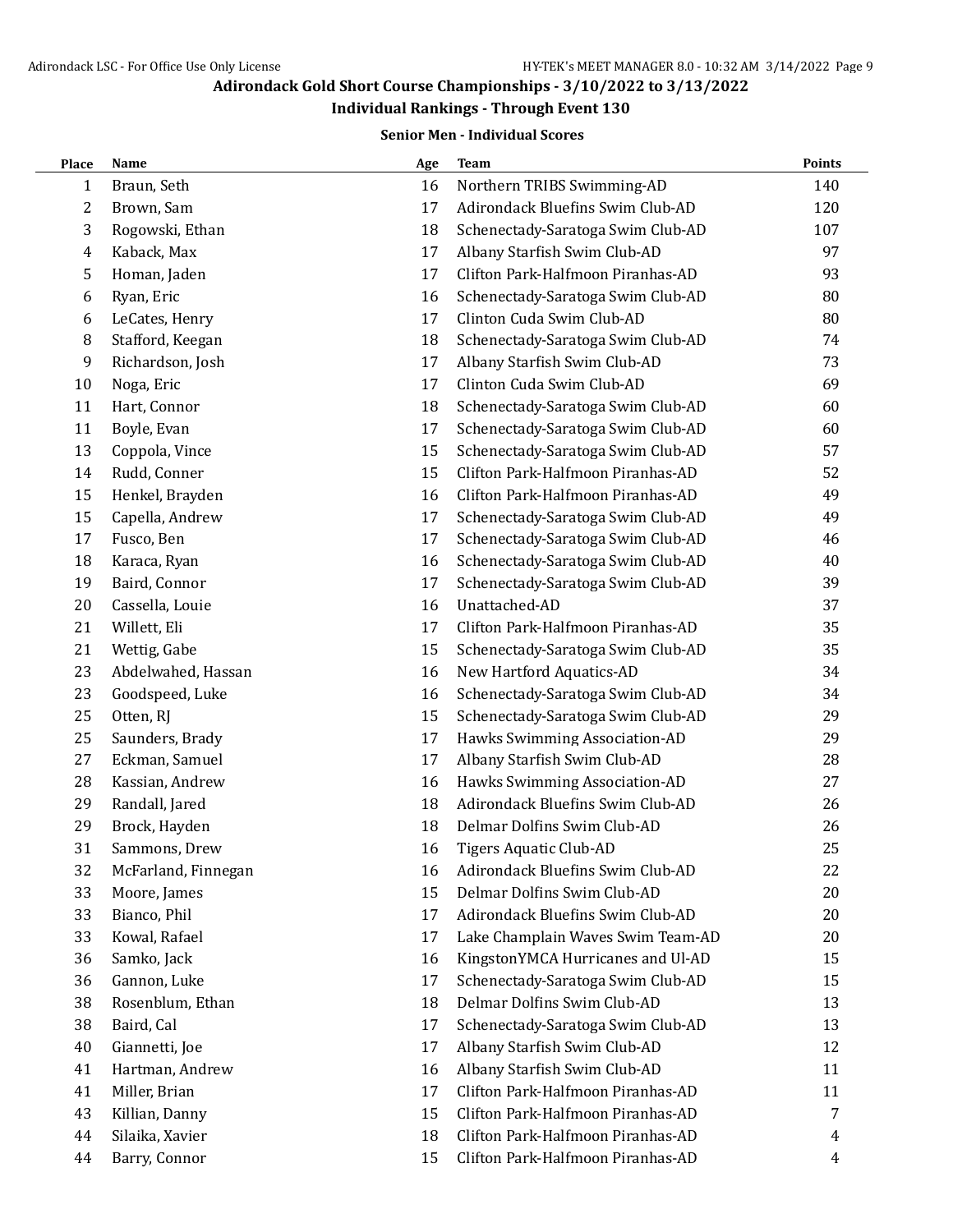## Adirondack Gold Short Course Championships - 3/10/2022 to 3/13/2022

### Individual Rankings - Through Event 130

#### Senior Men - Individual Scores

| Place | Name | Age | Team | Points |
|---|---|---|---|---|
| 1 | Braun, Seth | 16 | Northern TRIBS Swimming-AD | 140 |
| 2 | Brown, Sam | 17 | Adirondack Bluefins Swim Club-AD | 120 |
| 3 | Rogowski, Ethan | 18 | Schenectady-Saratoga Swim Club-AD | 107 |
| 4 | Kaback, Max | 17 | Albany Starfish Swim Club-AD | 97 |
| 5 | Homan, Jaden | 17 | Clifton Park-Halfmoon Piranhas-AD | 93 |
| 6 | Ryan, Eric | 16 | Schenectady-Saratoga Swim Club-AD | 80 |
| 6 | LeCates, Henry | 17 | Clinton Cuda Swim Club-AD | 80 |
| 8 | Stafford, Keegan | 18 | Schenectady-Saratoga Swim Club-AD | 74 |
| 9 | Richardson, Josh | 17 | Albany Starfish Swim Club-AD | 73 |
| 10 | Noga, Eric | 17 | Clinton Cuda Swim Club-AD | 69 |
| 11 | Hart, Connor | 18 | Schenectady-Saratoga Swim Club-AD | 60 |
| 11 | Boyle, Evan | 17 | Schenectady-Saratoga Swim Club-AD | 60 |
| 13 | Coppola, Vince | 15 | Schenectady-Saratoga Swim Club-AD | 57 |
| 14 | Rudd, Conner | 15 | Clifton Park-Halfmoon Piranhas-AD | 52 |
| 15 | Henkel, Brayden | 16 | Clifton Park-Halfmoon Piranhas-AD | 49 |
| 15 | Capella, Andrew | 17 | Schenectady-Saratoga Swim Club-AD | 49 |
| 17 | Fusco, Ben | 17 | Schenectady-Saratoga Swim Club-AD | 46 |
| 18 | Karaca, Ryan | 16 | Schenectady-Saratoga Swim Club-AD | 40 |
| 19 | Baird, Connor | 17 | Schenectady-Saratoga Swim Club-AD | 39 |
| 20 | Cassella, Louie | 16 | Unattached-AD | 37 |
| 21 | Willett, Eli | 17 | Clifton Park-Halfmoon Piranhas-AD | 35 |
| 21 | Wettig, Gabe | 15 | Schenectady-Saratoga Swim Club-AD | 35 |
| 23 | Abdelwahed, Hassan | 16 | New Hartford Aquatics-AD | 34 |
| 23 | Goodspeed, Luke | 16 | Schenectady-Saratoga Swim Club-AD | 34 |
| 25 | Otten, RJ | 15 | Schenectady-Saratoga Swim Club-AD | 29 |
| 25 | Saunders, Brady | 17 | Hawks Swimming Association-AD | 29 |
| 27 | Eckman, Samuel | 17 | Albany Starfish Swim Club-AD | 28 |
| 28 | Kassian, Andrew | 16 | Hawks Swimming Association-AD | 27 |
| 29 | Randall, Jared | 18 | Adirondack Bluefins Swim Club-AD | 26 |
| 29 | Brock, Hayden | 18 | Delmar Dolfins Swim Club-AD | 26 |
| 31 | Sammons, Drew | 16 | Tigers Aquatic Club-AD | 25 |
| 32 | McFarland, Finnegan | 16 | Adirondack Bluefins Swim Club-AD | 22 |
| 33 | Moore, James | 15 | Delmar Dolfins Swim Club-AD | 20 |
| 33 | Bianco, Phil | 17 | Adirondack Bluefins Swim Club-AD | 20 |
| 33 | Kowal, Rafael | 17 | Lake Champlain Waves Swim Team-AD | 20 |
| 36 | Samko, Jack | 16 | KingstonYMCA Hurricanes and Ul-AD | 15 |
| 36 | Gannon, Luke | 17 | Schenectady-Saratoga Swim Club-AD | 15 |
| 38 | Rosenblum, Ethan | 18 | Delmar Dolfins Swim Club-AD | 13 |
| 38 | Baird, Cal | 17 | Schenectady-Saratoga Swim Club-AD | 13 |
| 40 | Giannetti, Joe | 17 | Albany Starfish Swim Club-AD | 12 |
| 41 | Hartman, Andrew | 16 | Albany Starfish Swim Club-AD | 11 |
| 41 | Miller, Brian | 17 | Clifton Park-Halfmoon Piranhas-AD | 11 |
| 43 | Killian, Danny | 15 | Clifton Park-Halfmoon Piranhas-AD | 7 |
| 44 | Silaika, Xavier | 18 | Clifton Park-Halfmoon Piranhas-AD | 4 |
| 44 | Barry, Connor | 15 | Clifton Park-Halfmoon Piranhas-AD | 4 |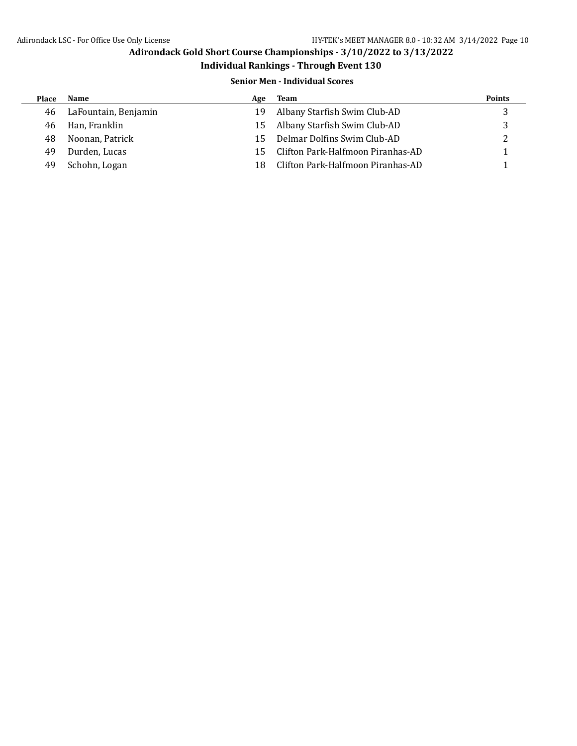## Adirondack Gold Short Course Championships - 3/10/2022 to 3/13/2022

### Individual Rankings - Through Event 130

#### Senior Men - Individual Scores

| Place | Name | Age | Team | Points |
|---|---|---|---|---|
| 46 | LaFountain, Benjamin | 19 | Albany Starfish Swim Club-AD | 3 |
| 46 | Han, Franklin | 15 | Albany Starfish Swim Club-AD | 3 |
| 48 | Noonan, Patrick | 15 | Delmar Dolfins Swim Club-AD | 2 |
| 49 | Durden, Lucas | 15 | Clifton Park-Halfmoon Piranhas-AD | 1 |
| 49 | Schohn, Logan | 18 | Clifton Park-Halfmoon Piranhas-AD | 1 |